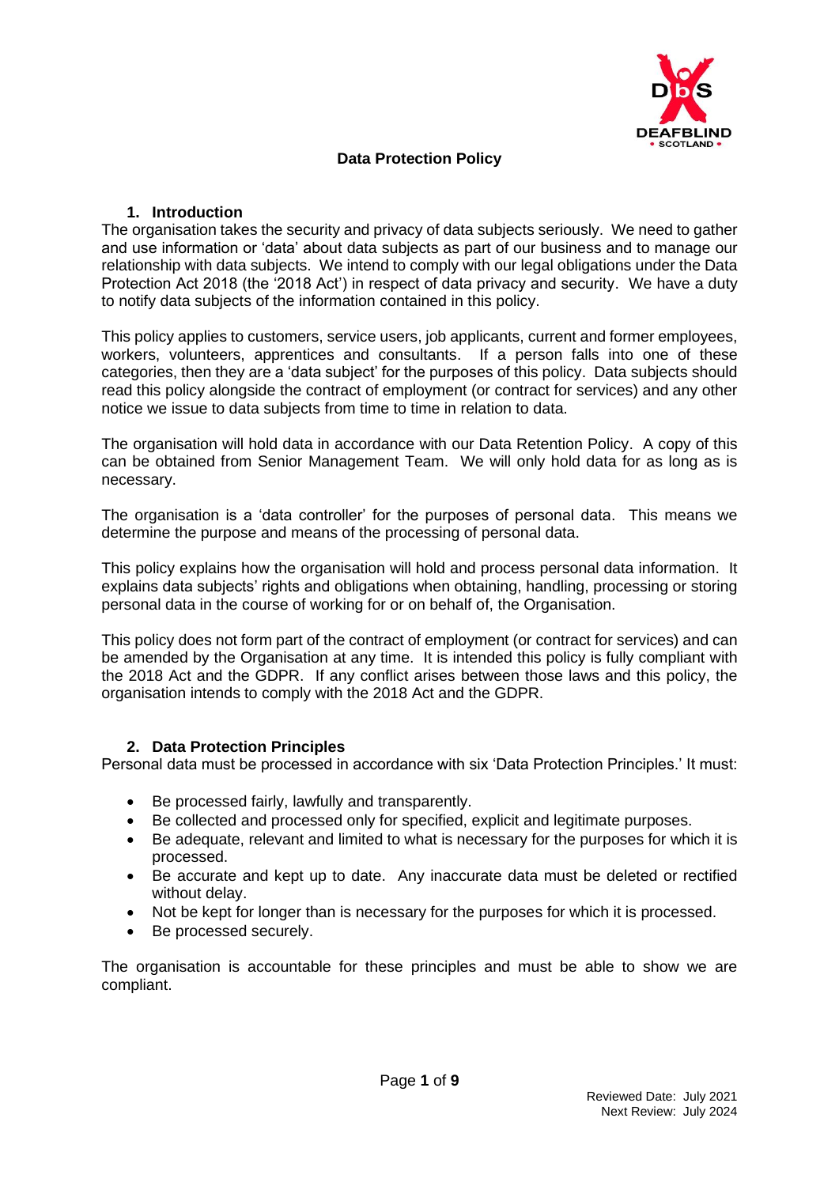# Data Protection Policy

## 1. Introduction

The organisation takes the security and privacy of data subjects seriously. We need to gather and use information or 'data' about data subjects as part of our business and to manage our relationship with data subjects. We intend to comply with our legal obligations under the Data Protection Act 2018 (the '2018 Act') in respect of data privacy and security. We have a duty to notify data subjects of the information contained in this policy.

This policy applies to customers, service users, job applicants, current and former employees, workers, volunteers, apprentices and consultants. If a person falls into one of these categories, then they are a 'data subject' for the purposes of this policy. Data subjects should read this policy alongside the contract of employment (or contract for services) and any other notice we issue to data subjects from time to time in relation to data.

The organisation will hold data in accordance with our Data Retention Policy. A copy of this can be obtained from Senior Management Team. We will only hold data for as long as is necessary.

The organisation is a 'data controller' for the purposes of personal data. This means we determine the purpose and means of the processing of personal data.

This policy explains how the organisation will hold and process personal data information. It explains data subjects' rights and obligations when obtaining, handling, processing or storing personal data in the course of working for or on behalf of, the Organisation.

This policy does not form part of the contract of employment (or contract for services) and can be amended by the Organisation at any time. It is intended this policy is fully compliant with the 2018 Act and the GDPR. If any conflict arises between those laws and this policy, the organisation intends to comply with the 2018 Act and the GDPR.

## 2. Data Protection Principles

Personal data must be processed in accordance with six 'Data Protection Principles.' It must:

- Be processed fairly, lawfully and transparently.
- Be collected and processed only for specified, explicit and legitimate purposes.
- Be adequate, relevant and limited to what is necessary for the purposes for which it is processed.
- Be accurate and kept up to date. Any inaccurate data must be deleted or rectified without delay.
- Not be kept for longer than is necessary for the purposes for which it is processed.
- Be processed securely.

The organisation is accountable for these principles and must be able to show we are compliant.

Reviewed Date: July 2021
Next Review: July 2024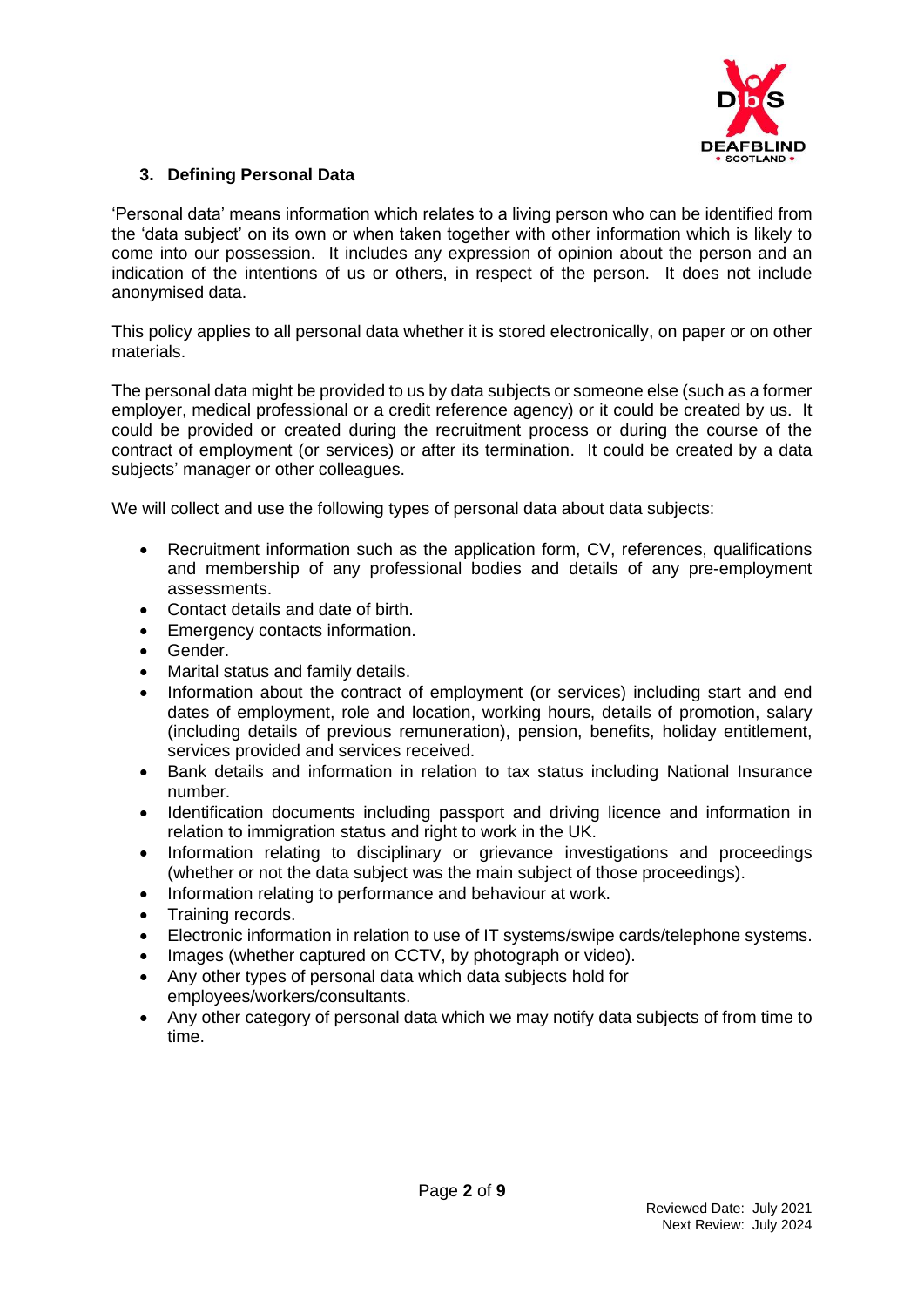### 3. Defining Personal Data

'Personal data' means information which relates to a living person who can be identified from the 'data subject' on its own or when taken together with other information which is likely to come into our possession. It includes any expression of opinion about the person and an indication of the intentions of us or others, in respect of the person. It does not include anonymised data.

This policy applies to all personal data whether it is stored electronically, on paper or on other materials.

The personal data might be provided to us by data subjects or someone else (such as a former employer, medical professional or a credit reference agency) or it could be created by us. It could be provided or created during the recruitment process or during the course of the contract of employment (or services) or after its termination. It could be created by a data subjects' manager or other colleagues.

We will collect and use the following types of personal data about data subjects:

- Recruitment information such as the application form, CV, references, qualifications and membership of any professional bodies and details of any pre-employment assessments.
- Contact details and date of birth.
- Emergency contacts information.
- Gender.
- Marital status and family details.
- Information about the contract of employment (or services) including start and end dates of employment, role and location, working hours, details of promotion, salary (including details of previous remuneration), pension, benefits, holiday entitlement, services provided and services received.
- Bank details and information in relation to tax status including National Insurance number.
- Identification documents including passport and driving licence and information in relation to immigration status and right to work in the UK.
- Information relating to disciplinary or grievance investigations and proceedings (whether or not the data subject was the main subject of those proceedings).
- Information relating to performance and behaviour at work.
- Training records.
- Electronic information in relation to use of IT systems/swipe cards/telephone systems.
- Images (whether captured on CCTV, by photograph or video).
- Any other types of personal data which data subjects hold for employees/workers/consultants.
- Any other category of personal data which we may notify data subjects of from time to time.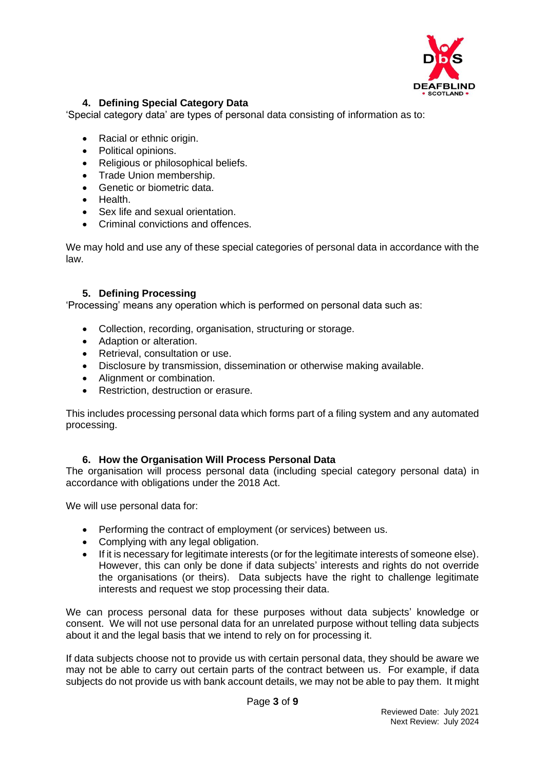## 4. Defining Special Category Data

'Special category data' are types of personal data consisting of information as to:

- Racial or ethnic origin.
- Political opinions.
- Religious or philosophical beliefs.
- Trade Union membership.
- Genetic or biometric data.
- Health.
- Sex life and sexual orientation.
- Criminal convictions and offences.

We may hold and use any of these special categories of personal data in accordance with the law.

## 5. Defining Processing

'Processing' means any operation which is performed on personal data such as:

- Collection, recording, organisation, structuring or storage.
- Adaption or alteration.
- Retrieval, consultation or use.
- Disclosure by transmission, dissemination or otherwise making available.
- Alignment or combination.
- Restriction, destruction or erasure.

This includes processing personal data which forms part of a filing system and any automated processing.

## 6. How the Organisation Will Process Personal Data

The organisation will process personal data (including special category personal data) in accordance with obligations under the 2018 Act.

We will use personal data for:

- Performing the contract of employment (or services) between us.
- Complying with any legal obligation.
- If it is necessary for legitimate interests (or for the legitimate interests of someone else). However, this can only be done if data subjects' interests and rights do not override the organisations (or theirs). Data subjects have the right to challenge legitimate interests and request we stop processing their data.

We can process personal data for these purposes without data subjects' knowledge or consent. We will not use personal data for an unrelated purpose without telling data subjects about it and the legal basis that we intend to rely on for processing it.

If data subjects choose not to provide us with certain personal data, they should be aware we may not be able to carry out certain parts of the contract between us. For example, if data subjects do not provide us with bank account details, we may not be able to pay them. It might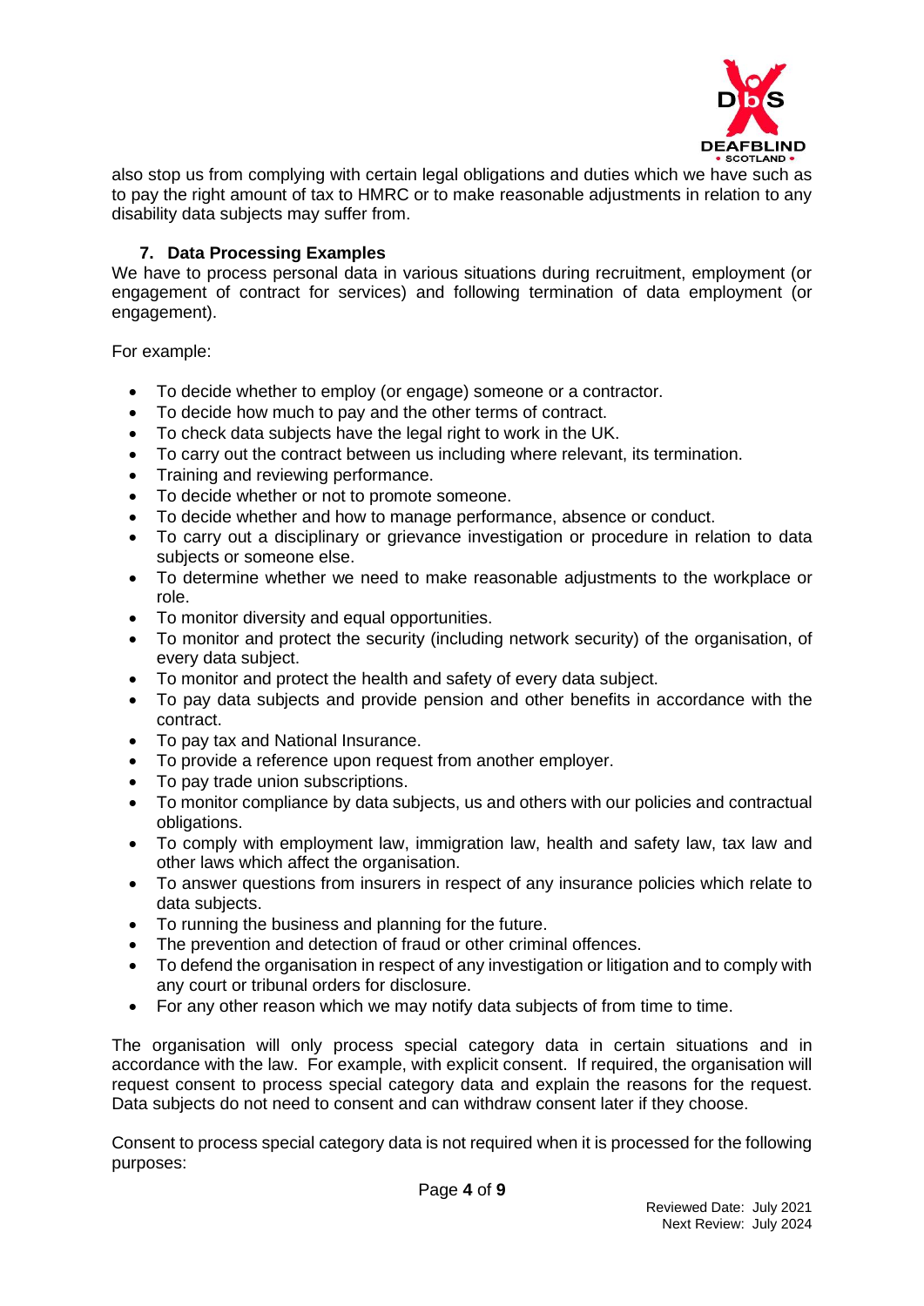also stop us from complying with certain legal obligations and duties which we have such as to pay the right amount of tax to HMRC or to make reasonable adjustments in relation to any disability data subjects may suffer from.

## 7. Data Processing Examples

We have to process personal data in various situations during recruitment, employment (or engagement of contract for services) and following termination of data employment (or engagement).

For example:

- To decide whether to employ (or engage) someone or a contractor.
- To decide how much to pay and the other terms of contract.
- To check data subjects have the legal right to work in the UK.
- To carry out the contract between us including where relevant, its termination.
- Training and reviewing performance.
- To decide whether or not to promote someone.
- To decide whether and how to manage performance, absence or conduct.
- To carry out a disciplinary or grievance investigation or procedure in relation to data subjects or someone else.
- To determine whether we need to make reasonable adjustments to the workplace or role.
- To monitor diversity and equal opportunities.
- To monitor and protect the security (including network security) of the organisation, of every data subject.
- To monitor and protect the health and safety of every data subject.
- To pay data subjects and provide pension and other benefits in accordance with the contract.
- To pay tax and National Insurance.
- To provide a reference upon request from another employer.
- To pay trade union subscriptions.
- To monitor compliance by data subjects, us and others with our policies and contractual obligations.
- To comply with employment law, immigration law, health and safety law, tax law and other laws which affect the organisation.
- To answer questions from insurers in respect of any insurance policies which relate to data subjects.
- To running the business and planning for the future.
- The prevention and detection of fraud or other criminal offences.
- To defend the organisation in respect of any investigation or litigation and to comply with any court or tribunal orders for disclosure.
- For any other reason which we may notify data subjects of from time to time.

The organisation will only process special category data in certain situations and in accordance with the law. For example, with explicit consent. If required, the organisation will request consent to process special category data and explain the reasons for the request. Data subjects do not need to consent and can withdraw consent later if they choose.

Consent to process special category data is not required when it is processed for the following purposes: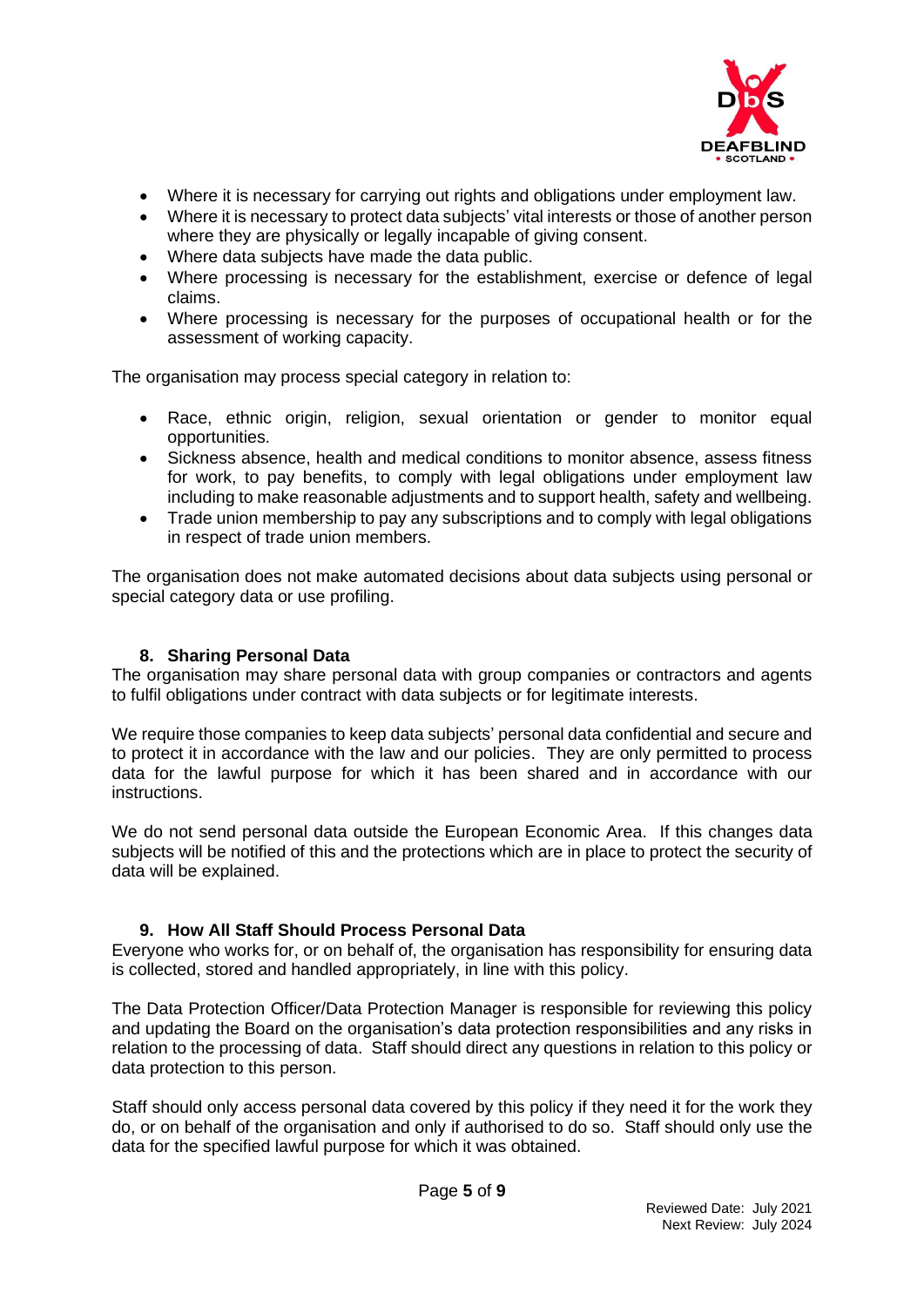- Where it is necessary for carrying out rights and obligations under employment law.
- Where it is necessary to protect data subjects' vital interests or those of another person where they are physically or legally incapable of giving consent.
- Where data subjects have made the data public.
- Where processing is necessary for the establishment, exercise or defence of legal claims.
- Where processing is necessary for the purposes of occupational health or for the assessment of working capacity.

The organisation may process special category in relation to:

- Race, ethnic origin, religion, sexual orientation or gender to monitor equal opportunities.
- Sickness absence, health and medical conditions to monitor absence, assess fitness for work, to pay benefits, to comply with legal obligations under employment law including to make reasonable adjustments and to support health, safety and wellbeing.
- Trade union membership to pay any subscriptions and to comply with legal obligations in respect of trade union members.

The organisation does not make automated decisions about data subjects using personal or special category data or use profiling.

## 8. Sharing Personal Data

The organisation may share personal data with group companies or contractors and agents to fulfil obligations under contract with data subjects or for legitimate interests.

We require those companies to keep data subjects' personal data confidential and secure and to protect it in accordance with the law and our policies. They are only permitted to process data for the lawful purpose for which it has been shared and in accordance with our instructions.

We do not send personal data outside the European Economic Area. If this changes data subjects will be notified of this and the protections which are in place to protect the security of data will be explained.

## 9. How All Staff Should Process Personal Data

Everyone who works for, or on behalf of, the organisation has responsibility for ensuring data is collected, stored and handled appropriately, in line with this policy.

The Data Protection Officer/Data Protection Manager is responsible for reviewing this policy and updating the Board on the organisation's data protection responsibilities and any risks in relation to the processing of data. Staff should direct any questions in relation to this policy or data protection to this person.

Staff should only access personal data covered by this policy if they need it for the work they do, or on behalf of the organisation and only if authorised to do so. Staff should only use the data for the specified lawful purpose for which it was obtained.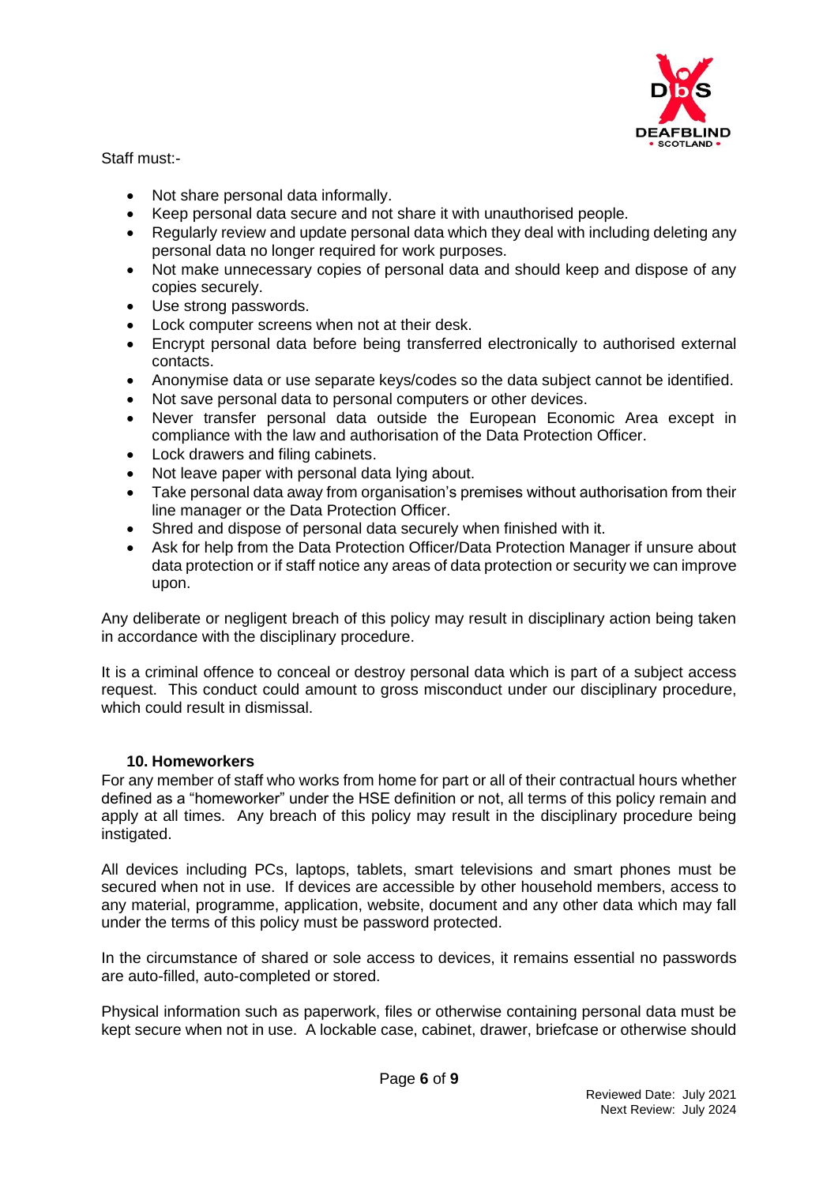Staff must:-

- Not share personal data informally.
- Keep personal data secure and not share it with unauthorised people.
- Regularly review and update personal data which they deal with including deleting any personal data no longer required for work purposes.
- Not make unnecessary copies of personal data and should keep and dispose of any copies securely.
- Use strong passwords.
- Lock computer screens when not at their desk.
- Encrypt personal data before being transferred electronically to authorised external contacts.
- Anonymise data or use separate keys/codes so the data subject cannot be identified.
- Not save personal data to personal computers or other devices.
- Never transfer personal data outside the European Economic Area except in compliance with the law and authorisation of the Data Protection Officer.
- Lock drawers and filing cabinets.
- Not leave paper with personal data lying about.
- Take personal data away from organisation's premises without authorisation from their line manager or the Data Protection Officer.
- Shred and dispose of personal data securely when finished with it.
- Ask for help from the Data Protection Officer/Data Protection Manager if unsure about data protection or if staff notice any areas of data protection or security we can improve upon.

Any deliberate or negligent breach of this policy may result in disciplinary action being taken in accordance with the disciplinary procedure.

It is a criminal offence to conceal or destroy personal data which is part of a subject access request. This conduct could amount to gross misconduct under our disciplinary procedure, which could result in dismissal.

## 10. Homeworkers

For any member of staff who works from home for part or all of their contractual hours whether defined as a "homeworker" under the HSE definition or not, all terms of this policy remain and apply at all times. Any breach of this policy may result in the disciplinary procedure being instigated.

All devices including PCs, laptops, tablets, smart televisions and smart phones must be secured when not in use. If devices are accessible by other household members, access to any material, programme, application, website, document and any other data which may fall under the terms of this policy must be password protected.

In the circumstance of shared or sole access to devices, it remains essential no passwords are auto-filled, auto-completed or stored.

Physical information such as paperwork, files or otherwise containing personal data must be kept secure when not in use. A lockable case, cabinet, drawer, briefcase or otherwise should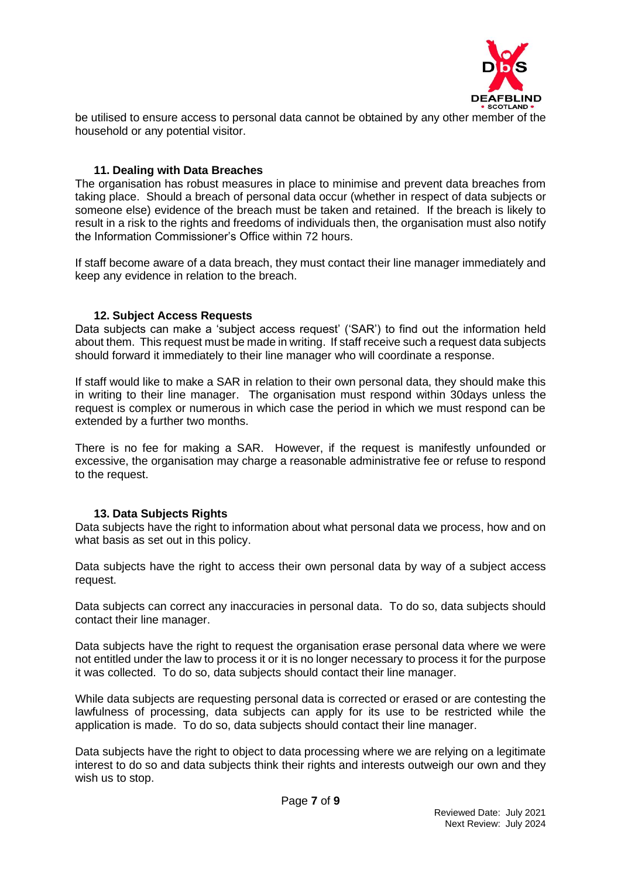be utilised to ensure access to personal data cannot be obtained by any other member of the household or any potential visitor.

### 11. Dealing with Data Breaches

The organisation has robust measures in place to minimise and prevent data breaches from taking place. Should a breach of personal data occur (whether in respect of data subjects or someone else) evidence of the breach must be taken and retained. If the breach is likely to result in a risk to the rights and freedoms of individuals then, the organisation must also notify the Information Commissioner's Office within 72 hours.

If staff become aware of a data breach, they must contact their line manager immediately and keep any evidence in relation to the breach.

### 12. Subject Access Requests

Data subjects can make a 'subject access request' ('SAR') to find out the information held about them. This request must be made in writing. If staff receive such a request data subjects should forward it immediately to their line manager who will coordinate a response.

If staff would like to make a SAR in relation to their own personal data, they should make this in writing to their line manager. The organisation must respond within 30days unless the request is complex or numerous in which case the period in which we must respond can be extended by a further two months.

There is no fee for making a SAR. However, if the request is manifestly unfounded or excessive, the organisation may charge a reasonable administrative fee or refuse to respond to the request.

### 13. Data Subjects Rights

Data subjects have the right to information about what personal data we process, how and on what basis as set out in this policy.

Data subjects have the right to access their own personal data by way of a subject access request.

Data subjects can correct any inaccuracies in personal data. To do so, data subjects should contact their line manager.

Data subjects have the right to request the organisation erase personal data where we were not entitled under the law to process it or it is no longer necessary to process it for the purpose it was collected. To do so, data subjects should contact their line manager.

While data subjects are requesting personal data is corrected or erased or are contesting the lawfulness of processing, data subjects can apply for its use to be restricted while the application is made. To do so, data subjects should contact their line manager.

Data subjects have the right to object to data processing where we are relying on a legitimate interest to do so and data subjects think their rights and interests outweigh our own and they wish us to stop.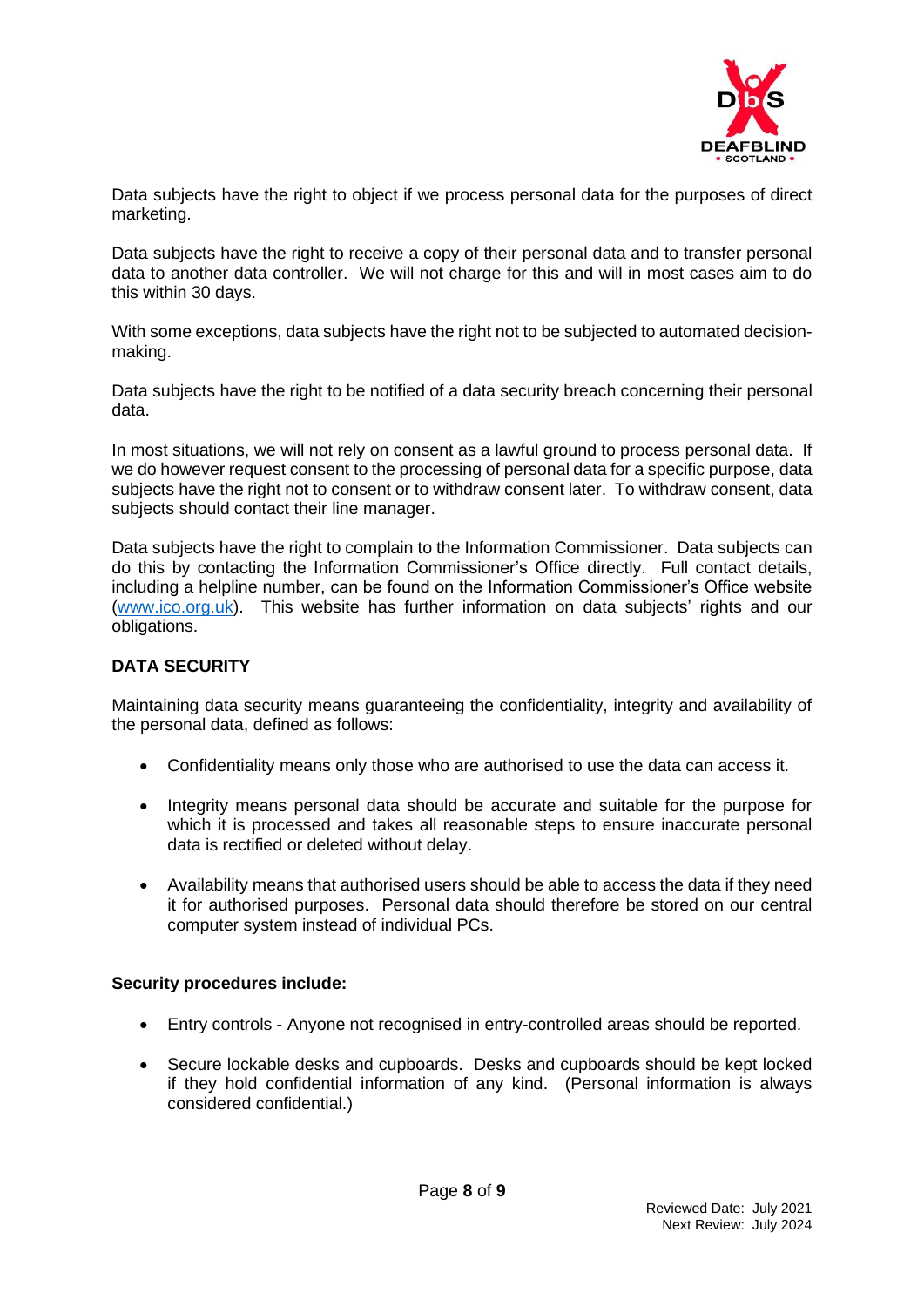Data subjects have the right to object if we process personal data for the purposes of direct marketing.

Data subjects have the right to receive a copy of their personal data and to transfer personal data to another data controller. We will not charge for this and will in most cases aim to do this within 30 days.

With some exceptions, data subjects have the right not to be subjected to automated decision-making.

Data subjects have the right to be notified of a data security breach concerning their personal data.

In most situations, we will not rely on consent as a lawful ground to process personal data. If we do however request consent to the processing of personal data for a specific purpose, data subjects have the right not to consent or to withdraw consent later. To withdraw consent, data subjects should contact their line manager.

Data subjects have the right to complain to the Information Commissioner. Data subjects can do this by contacting the Information Commissioner's Office directly. Full contact details, including a helpline number, can be found on the Information Commissioner's Office website (www.ico.org.uk). This website has further information on data subjects' rights and our obligations.

## DATA SECURITY

Maintaining data security means guaranteeing the confidentiality, integrity and availability of the personal data, defined as follows:

- Confidentiality means only those who are authorised to use the data can access it.
- Integrity means personal data should be accurate and suitable for the purpose for which it is processed and takes all reasonable steps to ensure inaccurate personal data is rectified or deleted without delay.
- Availability means that authorised users should be able to access the data if they need it for authorised purposes. Personal data should therefore be stored on our central computer system instead of individual PCs.

**Security procedures include:**

- Entry controls - Anyone not recognised in entry-controlled areas should be reported.
- Secure lockable desks and cupboards. Desks and cupboards should be kept locked if they hold confidential information of any kind. (Personal information is always considered confidential.)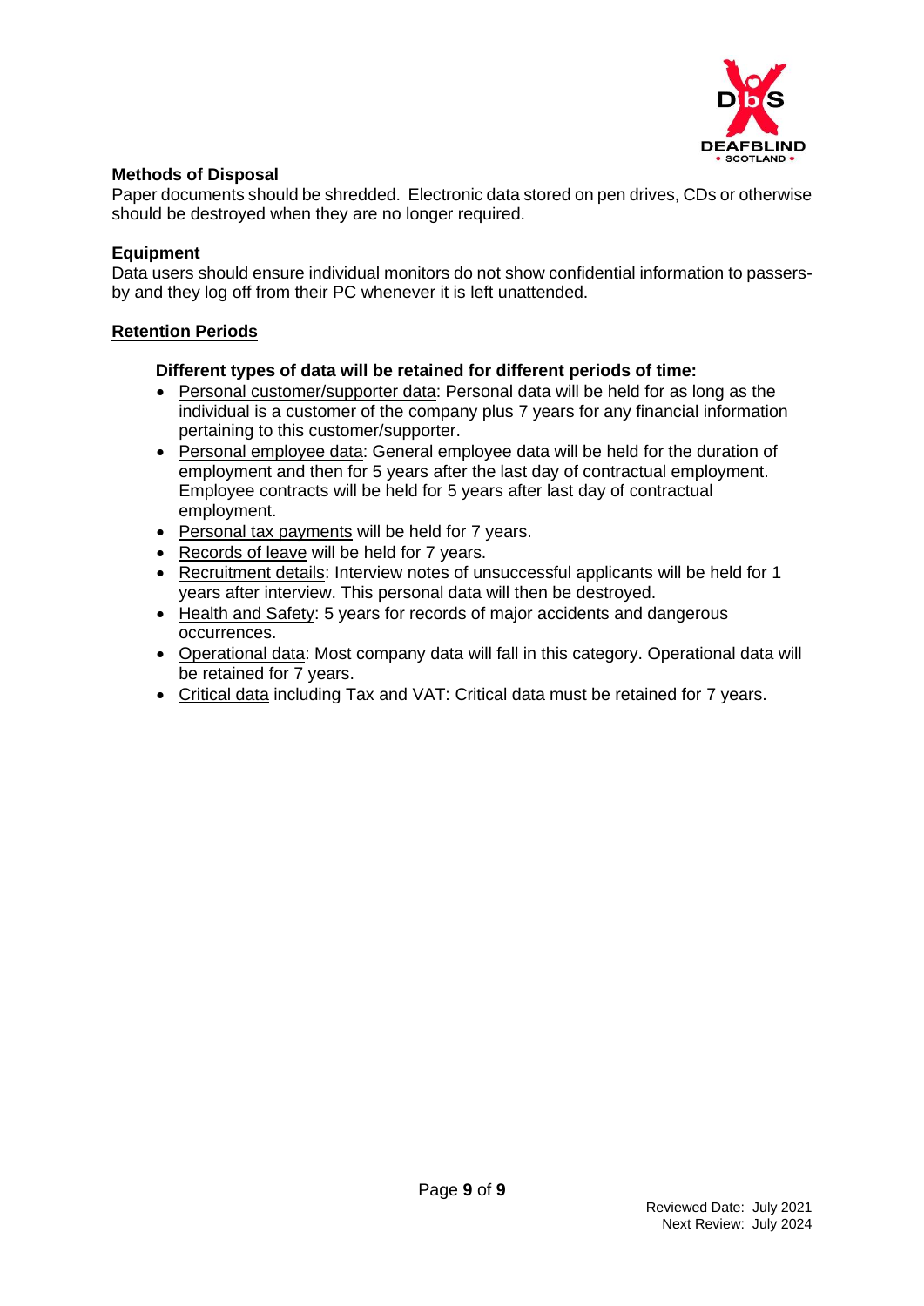**Methods of Disposal**

Paper documents should be shredded. Electronic data stored on pen drives, CDs or otherwise should be destroyed when they are no longer required.

**Equipment**

Data users should ensure individual monitors do not show confidential information to passers-by and they log off from their PC whenever it is left unattended.

## Retention Periods

**Different types of data will be retained for different periods of time:**

- Personal customer/supporter data: Personal data will be held for as long as the individual is a customer of the company plus 7 years for any financial information pertaining to this customer/supporter.
- Personal employee data: General employee data will be held for the duration of employment and then for 5 years after the last day of contractual employment. Employee contracts will be held for 5 years after last day of contractual employment.
- Personal tax payments will be held for 7 years.
- Records of leave will be held for 7 years.
- Recruitment details: Interview notes of unsuccessful applicants will be held for 1 years after interview. This personal data will then be destroyed.
- Health and Safety: 5 years for records of major accidents and dangerous occurrences.
- Operational data: Most company data will fall in this category. Operational data will be retained for 7 years.
- Critical data including Tax and VAT: Critical data must be retained for 7 years.

Reviewed Date: July 2021
Next Review: July 2024